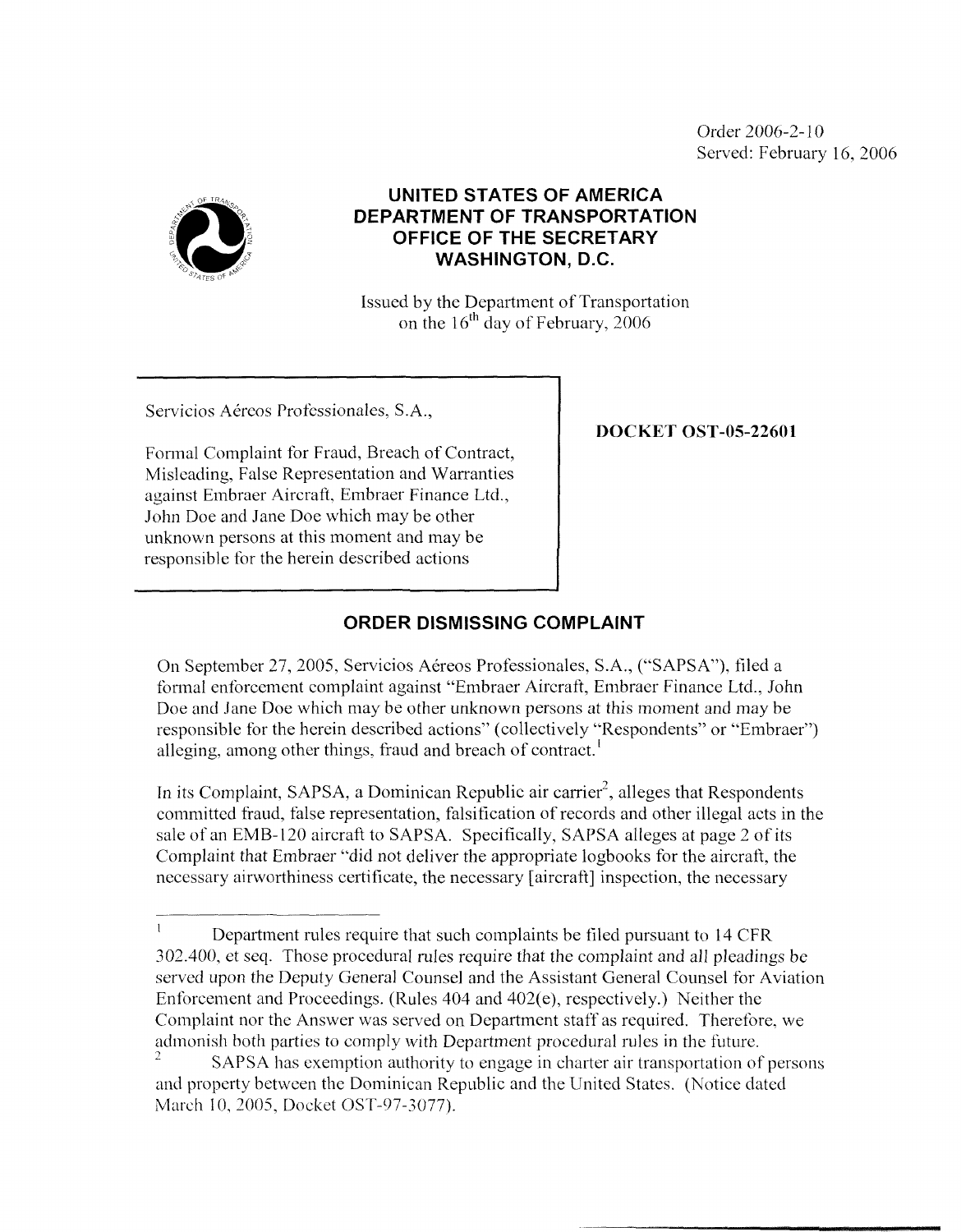Order 2006-2-10
Served: February 16, 2006

# UNITED STATES OF AMERICA
# DEPARTMENT OF TRANSPORTATION
# OFFICE OF THE SECRETARY
# WASHINGTON, D.C.

Issued by the Department of Transportation
on the 16th day of February, 2006

| | |
|---|---|
| Servicios Aéreos Professionales, S.A.,<br><br>Formal Complaint for Fraud, Breach of Contract, Misleading, False Representation and Warranties against Embraer Aircraft, Embraer Finance Ltd., John Doe and Jane Doe which may be other unknown persons at this moment and may be responsible for the herein described actions | **DOCKET OST-05-22601** |

## ORDER DISMISSING COMPLAINT

On September 27, 2005, Servicios Aéreos Professionales, S.A., ("SAPSA"), filed a formal enforcement complaint against "Embraer Aircraft, Embraer Finance Ltd., John Doe and Jane Doe which may be other unknown persons at this moment and may be responsible for the herein described actions" (collectively "Respondents" or "Embraer") alleging, among other things, fraud and breach of contract.[1]

In its Complaint, SAPSA, a Dominican Republic air carrier[2], alleges that Respondents committed fraud, false representation, falsification of records and other illegal acts in the sale of an EMB-120 aircraft to SAPSA. Specifically, SAPSA alleges at page 2 of its Complaint that Embraer "did not deliver the appropriate logbooks for the aircraft, the necessary airworthiness certificate, the necessary [aircraft] inspection, the necessary

---

[1] Department rules require that such complaints be filed pursuant to 14 CFR 302.400, et seq. Those procedural rules require that the complaint and all pleadings be served upon the Deputy General Counsel and the Assistant General Counsel for Aviation Enforcement and Proceedings. (Rules 404 and 402(e), respectively.) Neither the Complaint nor the Answer was served on Department staff as required. Therefore, we admonish both parties to comply with Department procedural rules in the future.

[2] SAPSA has exemption authority to engage in charter air transportation of persons and property between the Dominican Republic and the United States. (Notice dated March 10, 2005, Docket OST-97-3077).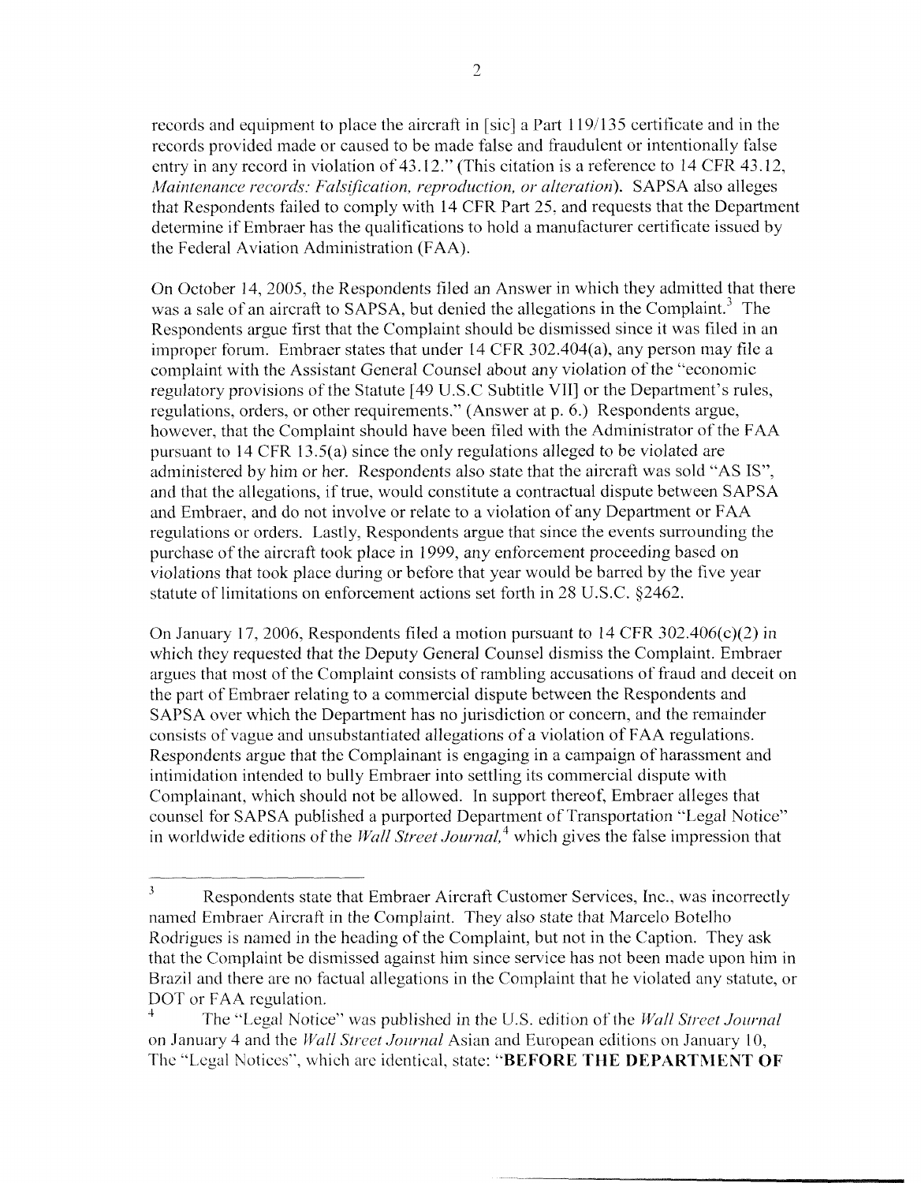records and equipment to place the aircraft in [sic] a Part 119/135 certificate and in the records provided made or caused to be made false and fraudulent or intentionally false entry in any record in violation of 43.12." (This citation is a reference to 14 CFR 43.12, *Maintenance records: Falsification, reproduction, or alteration*). SAPSA also alleges that Respondents failed to comply with 14 CFR Part 25, and requests that the Department determine if Embraer has the qualifications to hold a manufacturer certificate issued by the Federal Aviation Administration (FAA).

On October 14, 2005, the Respondents filed an Answer in which they admitted that there was a sale of an aircraft to SAPSA, but denied the allegations in the Complaint.[3] The Respondents argue first that the Complaint should be dismissed since it was filed in an improper forum. Embraer states that under 14 CFR 302.404(a), any person may file a complaint with the Assistant General Counsel about any violation of the "economic regulatory provisions of the Statute [49 U.S.C Subtitle VII] or the Department's rules, regulations, orders, or other requirements." (Answer at p. 6.) Respondents argue, however, that the Complaint should have been filed with the Administrator of the FAA pursuant to 14 CFR 13.5(a) since the only regulations alleged to be violated are administered by him or her. Respondents also state that the aircraft was sold "AS IS", and that the allegations, if true, would constitute a contractual dispute between SAPSA and Embraer, and do not involve or relate to a violation of any Department or FAA regulations or orders. Lastly, Respondents argue that since the events surrounding the purchase of the aircraft took place in 1999, any enforcement proceeding based on violations that took place during or before that year would be barred by the five year statute of limitations on enforcement actions set forth in 28 U.S.C. §2462.

On January 17, 2006, Respondents filed a motion pursuant to 14 CFR 302.406(c)(2) in which they requested that the Deputy General Counsel dismiss the Complaint. Embraer argues that most of the Complaint consists of rambling accusations of fraud and deceit on the part of Embraer relating to a commercial dispute between the Respondents and SAPSA over which the Department has no jurisdiction or concern, and the remainder consists of vague and unsubstantiated allegations of a violation of FAA regulations. Respondents argue that the Complainant is engaging in a campaign of harassment and intimidation intended to bully Embraer into settling its commercial dispute with Complainant, which should not be allowed. In support thereof, Embraer alleges that counsel for SAPSA published a purported Department of Transportation "Legal Notice" in worldwide editions of the *Wall Street Journal,*[4] which gives the false impression that

---

[3] Respondents state that Embraer Aircraft Customer Services, Inc., was incorrectly named Embraer Aircraft in the Complaint. They also state that Marcelo Botelho Rodrigues is named in the heading of the Complaint, but not in the Caption. They ask that the Complaint be dismissed against him since service has not been made upon him in Brazil and there are no factual allegations in the Complaint that he violated any statute, or DOT or FAA regulation.

[4] The "Legal Notice" was published in the U.S. edition of the *Wall Street Journal* on January 4 and the *Wall Street Journal* Asian and European editions on January 10, The "Legal Notices", which are identical, state: "**BEFORE THE DEPARTMENT OF**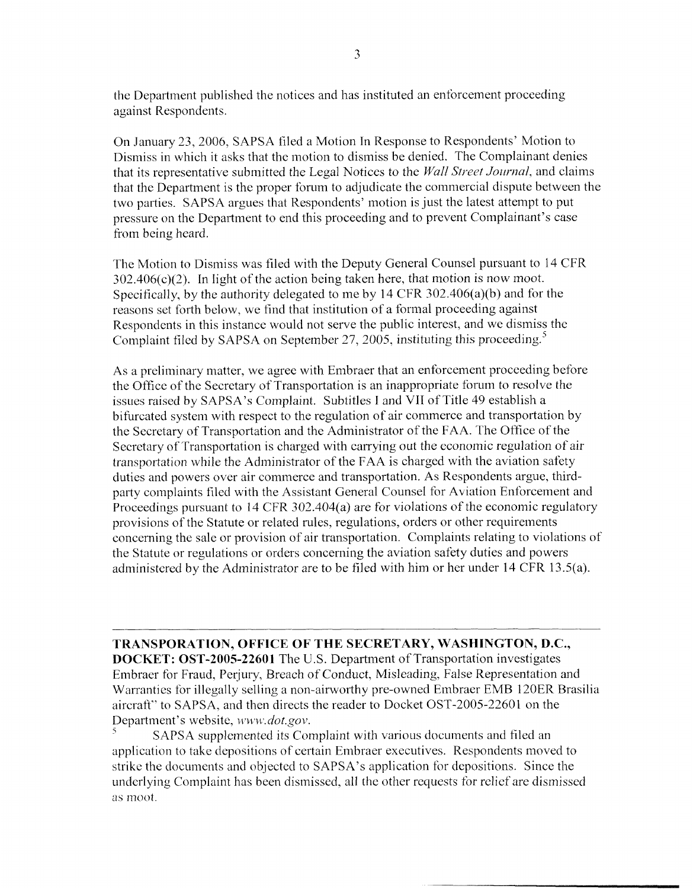the Department published the notices and has instituted an enforcement proceeding against Respondents.

On January 23, 2006, SAPSA filed a Motion In Response to Respondents' Motion to Dismiss in which it asks that the motion to dismiss be denied. The Complainant denies that its representative submitted the Legal Notices to the *Wall Street Journal*, and claims that the Department is the proper forum to adjudicate the commercial dispute between the two parties. SAPSA argues that Respondents' motion is just the latest attempt to put pressure on the Department to end this proceeding and to prevent Complainant's case from being heard.

The Motion to Dismiss was filed with the Deputy General Counsel pursuant to 14 CFR 302.406(c)(2). In light of the action being taken here, that motion is now moot. Specifically, by the authority delegated to me by 14 CFR 302.406(a)(b) and for the reasons set forth below, we find that institution of a formal proceeding against Respondents in this instance would not serve the public interest, and we dismiss the Complaint filed by SAPSA on September 27, 2005, instituting this proceeding.[5]

As a preliminary matter, we agree with Embraer that an enforcement proceeding before the Office of the Secretary of Transportation is an inappropriate forum to resolve the issues raised by SAPSA's Complaint. Subtitles I and VII of Title 49 establish a bifurcated system with respect to the regulation of air commerce and transportation by the Secretary of Transportation and the Administrator of the FAA. The Office of the Secretary of Transportation is charged with carrying out the economic regulation of air transportation while the Administrator of the FAA is charged with the aviation safety duties and powers over air commerce and transportation. As Respondents argue, third-party complaints filed with the Assistant General Counsel for Aviation Enforcement and Proceedings pursuant to 14 CFR 302.404(a) are for violations of the economic regulatory provisions of the Statute or related rules, regulations, orders or other requirements concerning the sale or provision of air transportation. Complaints relating to violations of the Statute or regulations or orders concerning the aviation safety duties and powers administered by the Administrator are to be filed with him or her under 14 CFR 13.5(a).

---

**TRANSPORATION, OFFICE OF THE SECRETARY, WASHINGTON, D.C., DOCKET: OST-2005-22601** The U.S. Department of Transportation investigates Embraer for Fraud, Perjury, Breach of Conduct, Misleading, False Representation and Warranties for illegally selling a non-airworthy pre-owned Embraer EMB 120ER Brasilia aircraft" to SAPSA, and then directs the reader to Docket OST-2005-22601 on the Department's website, *www.dot.gov*.

[5] SAPSA supplemented its Complaint with various documents and filed an application to take depositions of certain Embraer executives. Respondents moved to strike the documents and objected to SAPSA's application for depositions. Since the underlying Complaint has been dismissed, all the other requests for relief are dismissed as moot.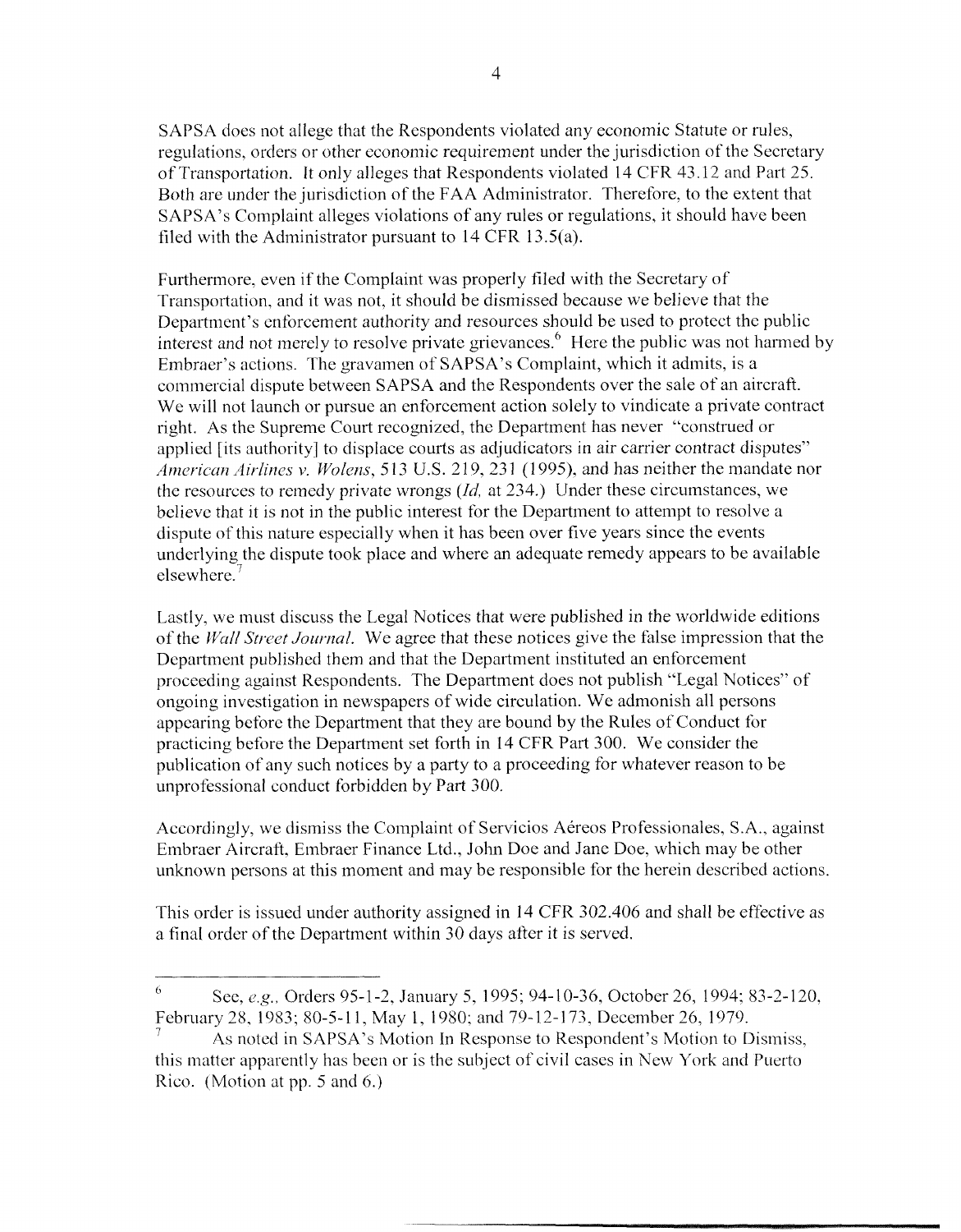SAPSA does not allege that the Respondents violated any economic Statute or rules, regulations, orders or other economic requirement under the jurisdiction of the Secretary of Transportation. It only alleges that Respondents violated 14 CFR 43.12 and Part 25. Both are under the jurisdiction of the FAA Administrator. Therefore, to the extent that SAPSA's Complaint alleges violations of any rules or regulations, it should have been filed with the Administrator pursuant to 14 CFR 13.5(a).

Furthermore, even if the Complaint was properly filed with the Secretary of Transportation, and it was not, it should be dismissed because we believe that the Department's enforcement authority and resources should be used to protect the public interest and not merely to resolve private grievances.[6] Here the public was not harmed by Embraer's actions. The gravamen of SAPSA's Complaint, which it admits, is a commercial dispute between SAPSA and the Respondents over the sale of an aircraft. We will not launch or pursue an enforcement action solely to vindicate a private contract right. As the Supreme Court recognized, the Department has never "construed or applied [its authority] to displace courts as adjudicators in air carrier contract disputes" *American Airlines v. Wolens*, 513 U.S. 219, 231 (1995), and has neither the mandate nor the resources to remedy private wrongs (*Id*, at 234.) Under these circumstances, we believe that it is not in the public interest for the Department to attempt to resolve a dispute of this nature especially when it has been over five years since the events underlying the dispute took place and where an adequate remedy appears to be available elsewhere.[7]

Lastly, we must discuss the Legal Notices that were published in the worldwide editions of the *Wall Street Journal*. We agree that these notices give the false impression that the Department published them and that the Department instituted an enforcement proceeding against Respondents. The Department does not publish "Legal Notices" of ongoing investigation in newspapers of wide circulation. We admonish all persons appearing before the Department that they are bound by the Rules of Conduct for practicing before the Department set forth in 14 CFR Part 300. We consider the publication of any such notices by a party to a proceeding for whatever reason to be unprofessional conduct forbidden by Part 300.

Accordingly, we dismiss the Complaint of Servicios Aéreos Professionales, S.A., against Embraer Aircraft, Embraer Finance Ltd., John Doe and Jane Doe, which may be other unknown persons at this moment and may be responsible for the herein described actions.

This order is issued under authority assigned in 14 CFR 302.406 and shall be effective as a final order of the Department within 30 days after it is served.

---

[6] See, *e.g.*, Orders 95-1-2, January 5, 1995; 94-10-36, October 26, 1994; 83-2-120, February 28, 1983; 80-5-11, May 1, 1980; and 79-12-173, December 26, 1979.

[7] As noted in SAPSA's Motion In Response to Respondent's Motion to Dismiss, this matter apparently has been or is the subject of civil cases in New York and Puerto Rico. (Motion at pp. 5 and 6.)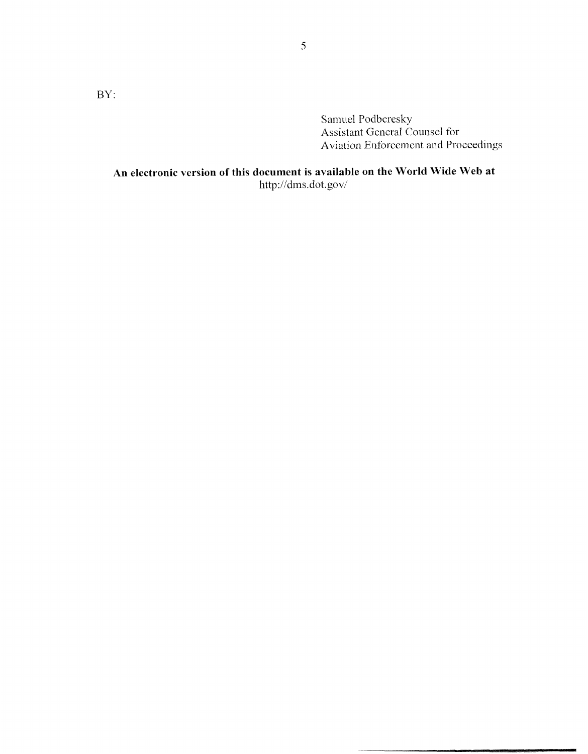BY:

Samuel Podberesky
Assistant General Counsel for
Aviation Enforcement and Proceedings

**An electronic version of this document is available on the World Wide Web at**
http://dms.dot.gov/